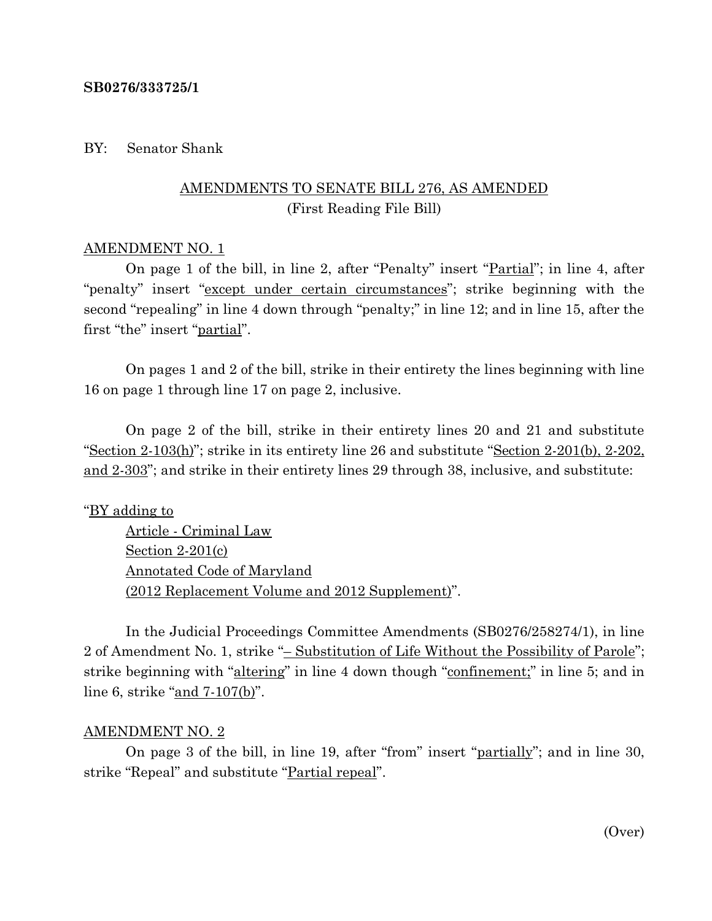**SB0276/333725/1**

BY: Senator Shank

AMENDMENTS TO SENATE BILL 276, AS AMENDED
(First Reading File Bill)

AMENDMENT NO. 1

On page 1 of the bill, in line 2, after "Penalty" insert "Partial"; in line 4, after "penalty" insert "except under certain circumstances"; strike beginning with the second "repealing" in line 4 down through "penalty;" in line 12; and in line 15, after the first "the" insert "partial".

On pages 1 and 2 of the bill, strike in their entirety the lines beginning with line 16 on page 1 through line 17 on page 2, inclusive.

On page 2 of the bill, strike in their entirety lines 20 and 21 and substitute "Section 2-103(h)"; strike in its entirety line 26 and substitute "Section 2-201(b), 2-202, and 2-303"; and strike in their entirety lines 29 through 38, inclusive, and substitute:

"BY adding to
  Article - Criminal Law
  Section 2-201(c)
  Annotated Code of Maryland
  (2012 Replacement Volume and 2012 Supplement)".

In the Judicial Proceedings Committee Amendments (SB0276/258274/1), in line 2 of Amendment No. 1, strike "– Substitution of Life Without the Possibility of Parole"; strike beginning with "altering" in line 4 down though "confinement;" in line 5; and in line 6, strike "and 7-107(b)".

AMENDMENT NO. 2

On page 3 of the bill, in line 19, after "from" insert "partially"; and in line 30, strike "Repeal" and substitute "Partial repeal".

(Over)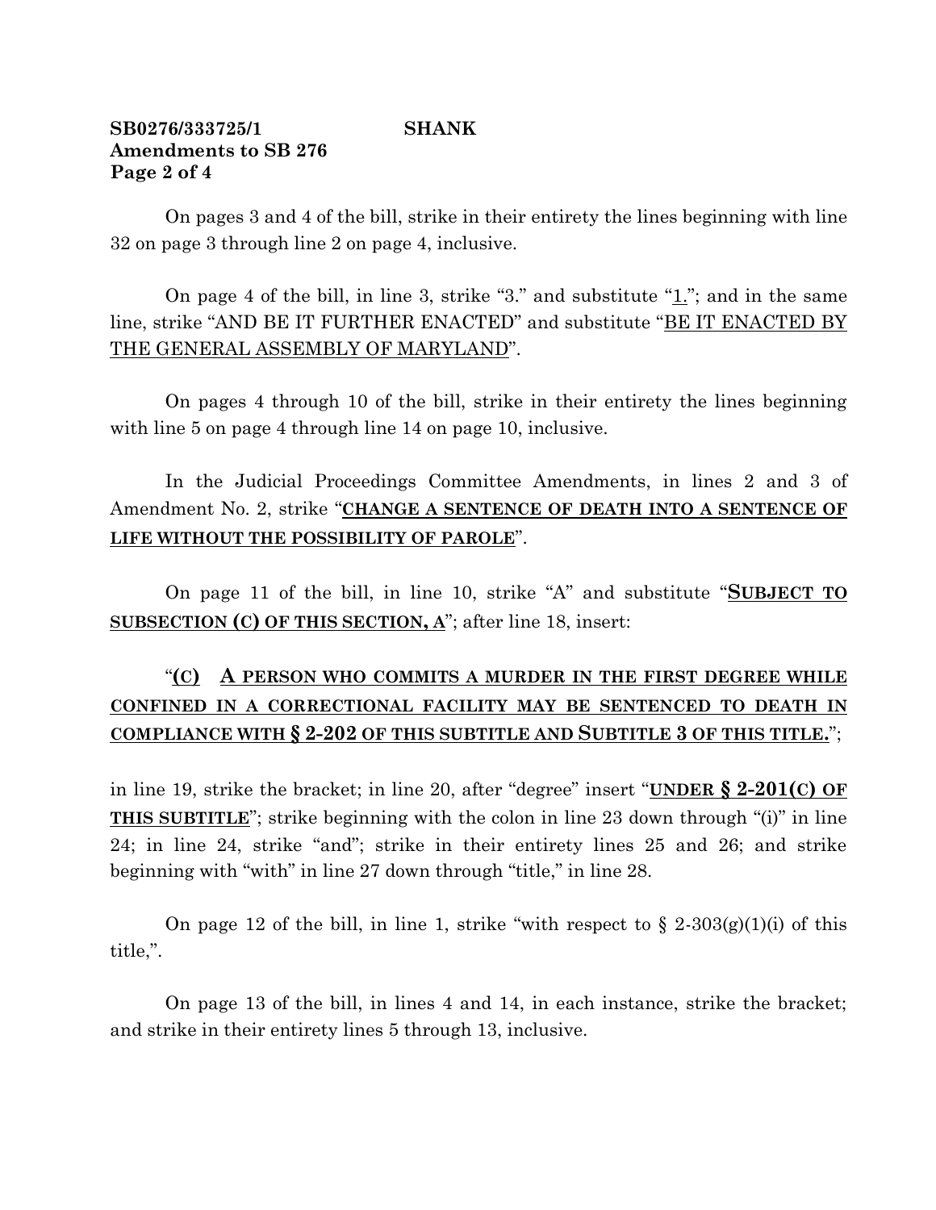On pages 3 and 4 of the bill, strike in their entirety the lines beginning with line 32 on page 3 through line 2 on page 4, inclusive.

On page 4 of the bill, in line 3, strike "3." and substitute "1."; and in the same line, strike "AND BE IT FURTHER ENACTED" and substitute "BE IT ENACTED BY THE GENERAL ASSEMBLY OF MARYLAND".

On pages 4 through 10 of the bill, strike in their entirety the lines beginning with line 5 on page 4 through line 14 on page 10, inclusive.

In the Judicial Proceedings Committee Amendments, in lines 2 and 3 of Amendment No. 2, strike "**CHANGE A SENTENCE OF DEATH INTO A SENTENCE OF LIFE WITHOUT THE POSSIBILITY OF PAROLE**".

On page 11 of the bill, in line 10, strike "A" and substitute "**SUBJECT TO SUBSECTION (C) OF THIS SECTION, A**"; after line 18, insert:

"**(C) A PERSON WHO COMMITS A MURDER IN THE FIRST DEGREE WHILE CONFINED IN A CORRECTIONAL FACILITY MAY BE SENTENCED TO DEATH IN COMPLIANCE WITH § 2-202 OF THIS SUBTITLE AND SUBTITLE 3 OF THIS TITLE.**";

in line 19, strike the bracket; in line 20, after "degree" insert "**UNDER § 2-201(C) OF THIS SUBTITLE**"; strike beginning with the colon in line 23 down through "(i)" in line 24; in line 24, strike "and"; strike in their entirety lines 25 and 26; and strike beginning with "with" in line 27 down through "title," in line 28.

On page 12 of the bill, in line 1, strike "with respect to § 2-303(g)(1)(i) of this title,".

On page 13 of the bill, in lines 4 and 14, in each instance, strike the bracket; and strike in their entirety lines 5 through 13, inclusive.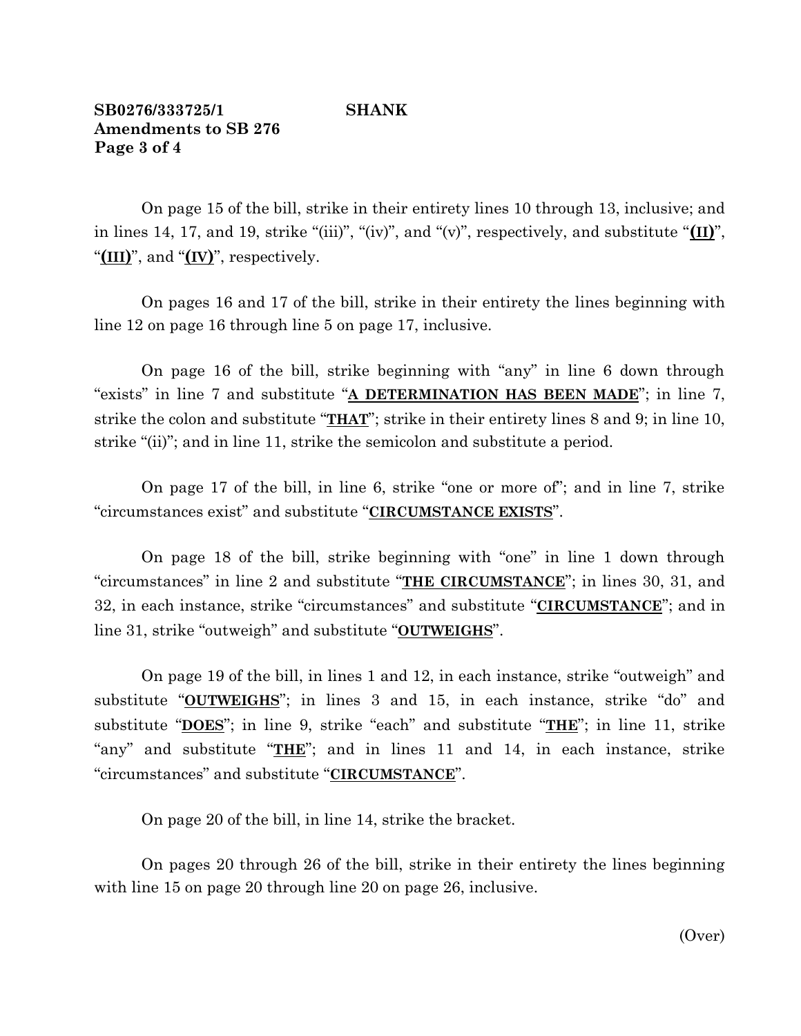**SB0276/333725/1 SHANK**
**Amendments to SB 276**
**Page 3 of 4**

On page 15 of the bill, strike in their entirety lines 10 through 13, inclusive; and in lines 14, 17, and 19, strike "(iii)", "(iv)", and "(v)", respectively, and substitute "**<u>(II)</u>**", "**<u>(III)</u>**", and "**<u>(IV)</u>**", respectively.

On pages 16 and 17 of the bill, strike in their entirety the lines beginning with line 12 on page 16 through line 5 on page 17, inclusive.

On page 16 of the bill, strike beginning with "any" in line 6 down through "exists" in line 7 and substitute "**<u>A DETERMINATION HAS BEEN MADE</u>**"; in line 7, strike the colon and substitute "**<u>THAT</u>**"; strike in their entirety lines 8 and 9; in line 10, strike "(ii)"; and in line 11, strike the semicolon and substitute a period.

On page 17 of the bill, in line 6, strike "one or more of"; and in line 7, strike "circumstances exist" and substitute "**<u>CIRCUMSTANCE EXISTS</u>**".

On page 18 of the bill, strike beginning with "one" in line 1 down through "circumstances" in line 2 and substitute "**<u>THE CIRCUMSTANCE</u>**"; in lines 30, 31, and 32, in each instance, strike "circumstances" and substitute "**<u>CIRCUMSTANCE</u>**"; and in line 31, strike "outweigh" and substitute "**<u>OUTWEIGHS</u>**".

On page 19 of the bill, in lines 1 and 12, in each instance, strike "outweigh" and substitute "**<u>OUTWEIGHS</u>**"; in lines 3 and 15, in each instance, strike "do" and substitute "**<u>DOES</u>**"; in line 9, strike "each" and substitute "**<u>THE</u>**"; in line 11, strike "any" and substitute "**<u>THE</u>**"; and in lines 11 and 14, in each instance, strike "circumstances" and substitute "**<u>CIRCUMSTANCE</u>**".

On page 20 of the bill, in line 14, strike the bracket.

On pages 20 through 26 of the bill, strike in their entirety the lines beginning with line 15 on page 20 through line 20 on page 26, inclusive.

(Over)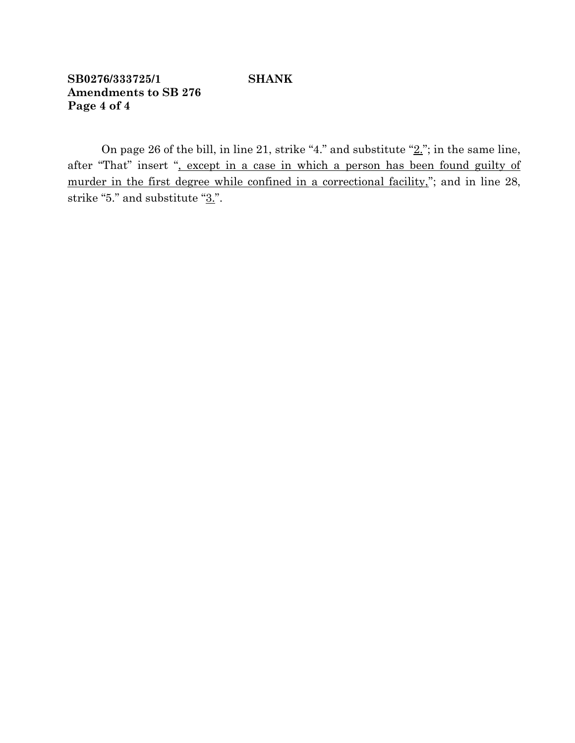On page 26 of the bill, in line 21, strike "4." and substitute "<u>2.</u>"; in the same line, after "That" insert "<u>, except in a case in which a person has been found guilty of murder in the first degree while confined in a correctional facility,</u>"; and in line 28, strike "5." and substitute "<u>3.</u>".